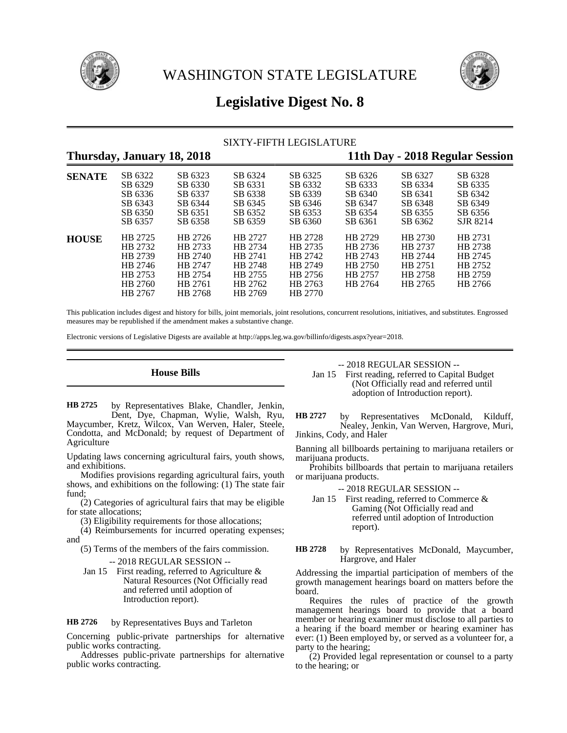# WASHINGTON STATE LEGISLATURE

## Legislative Digest No. 8

SIXTY-FIFTH LEGISLATURE

**Thursday, January 18, 2018** **11th Day - 2018 Regular Session**

| | | | | | | | |
|---|---|---|---|---|---|---|---|
| **SENATE** | SB 6322 | SB 6323 | SB 6324 | SB 6325 | SB 6326 | SB 6327 | SB 6328 |
| | SB 6329 | SB 6330 | SB 6331 | SB 6332 | SB 6333 | SB 6334 | SB 6335 |
| | SB 6336 | SB 6337 | SB 6338 | SB 6339 | SB 6340 | SB 6341 | SB 6342 |
| | SB 6343 | SB 6344 | SB 6345 | SB 6346 | SB 6347 | SB 6348 | SB 6349 |
| | SB 6350 | SB 6351 | SB 6352 | SB 6353 | SB 6354 | SB 6355 | SB 6356 |
| | SB 6357 | SB 6358 | SB 6359 | SB 6360 | SB 6361 | SB 6362 | SJR 8214 |
| **HOUSE** | HB 2725 | HB 2726 | HB 2727 | HB 2728 | HB 2729 | HB 2730 | HB 2731 |
| | HB 2732 | HB 2733 | HB 2734 | HB 2735 | HB 2736 | HB 2737 | HB 2738 |
| | HB 2739 | HB 2740 | HB 2741 | HB 2742 | HB 2743 | HB 2744 | HB 2745 |
| | HB 2746 | HB 2747 | HB 2748 | HB 2749 | HB 2750 | HB 2751 | HB 2752 |
| | HB 2753 | HB 2754 | HB 2755 | HB 2756 | HB 2757 | HB 2758 | HB 2759 |
| | HB 2760 | HB 2761 | HB 2762 | HB 2763 | HB 2764 | HB 2765 | HB 2766 |
| | HB 2767 | HB 2768 | HB 2769 | HB 2770 | | | |

This publication includes digest and history for bills, joint memorials, joint resolutions, concurrent resolutions, initiatives, and substitutes. Engrossed measures may be republished if the amendment makes a substantive change.

Electronic versions of Legislative Digests are available at http://apps.leg.wa.gov/billinfo/digests.aspx?year=2018.

## House Bills

**HB 2725** by Representatives Blake, Chandler, Jenkin, Dent, Dye, Chapman, Wylie, Walsh, Ryu, Maycumber, Kretz, Wilcox, Van Werven, Haler, Steele, Condotta, and McDonald; by request of Department of Agriculture

Updating laws concerning agricultural fairs, youth shows, and exhibitions.

Modifies provisions regarding agricultural fairs, youth shows, and exhibitions on the following: (1) The state fair fund;

(2) Categories of agricultural fairs that may be eligible for state allocations;

(3) Eligibility requirements for those allocations;

(4) Reimbursements for incurred operating expenses; and

(5) Terms of the members of the fairs commission.

-- 2018 REGULAR SESSION --

Jan 15 First reading, referred to Agriculture & Natural Resources (Not Officially read and referred until adoption of Introduction report).

**HB 2726** by Representatives Buys and Tarleton

Concerning public-private partnerships for alternative public works contracting.

Addresses public-private partnerships for alternative public works contracting.

-- 2018 REGULAR SESSION --

Jan 15 First reading, referred to Capital Budget (Not Officially read and referred until adoption of Introduction report).

**HB 2727** by Representatives McDonald, Kilduff, Nealey, Jenkin, Van Werven, Hargrove, Muri, Jinkins, Cody, and Haler

Banning all billboards pertaining to marijuana retailers or marijuana products.

Prohibits billboards that pertain to marijuana retailers or marijuana products.

-- 2018 REGULAR SESSION --

Jan 15 First reading, referred to Commerce & Gaming (Not Officially read and referred until adoption of Introduction report).

**HB 2728** by Representatives McDonald, Maycumber, Hargrove, and Haler

Addressing the impartial participation of members of the growth management hearings board on matters before the board.

Requires the rules of practice of the growth management hearings board to provide that a board member or hearing examiner must disclose to all parties to a hearing if the board member or hearing examiner has ever: (1) Been employed by, or served as a volunteer for, a party to the hearing;

(2) Provided legal representation or counsel to a party to the hearing; or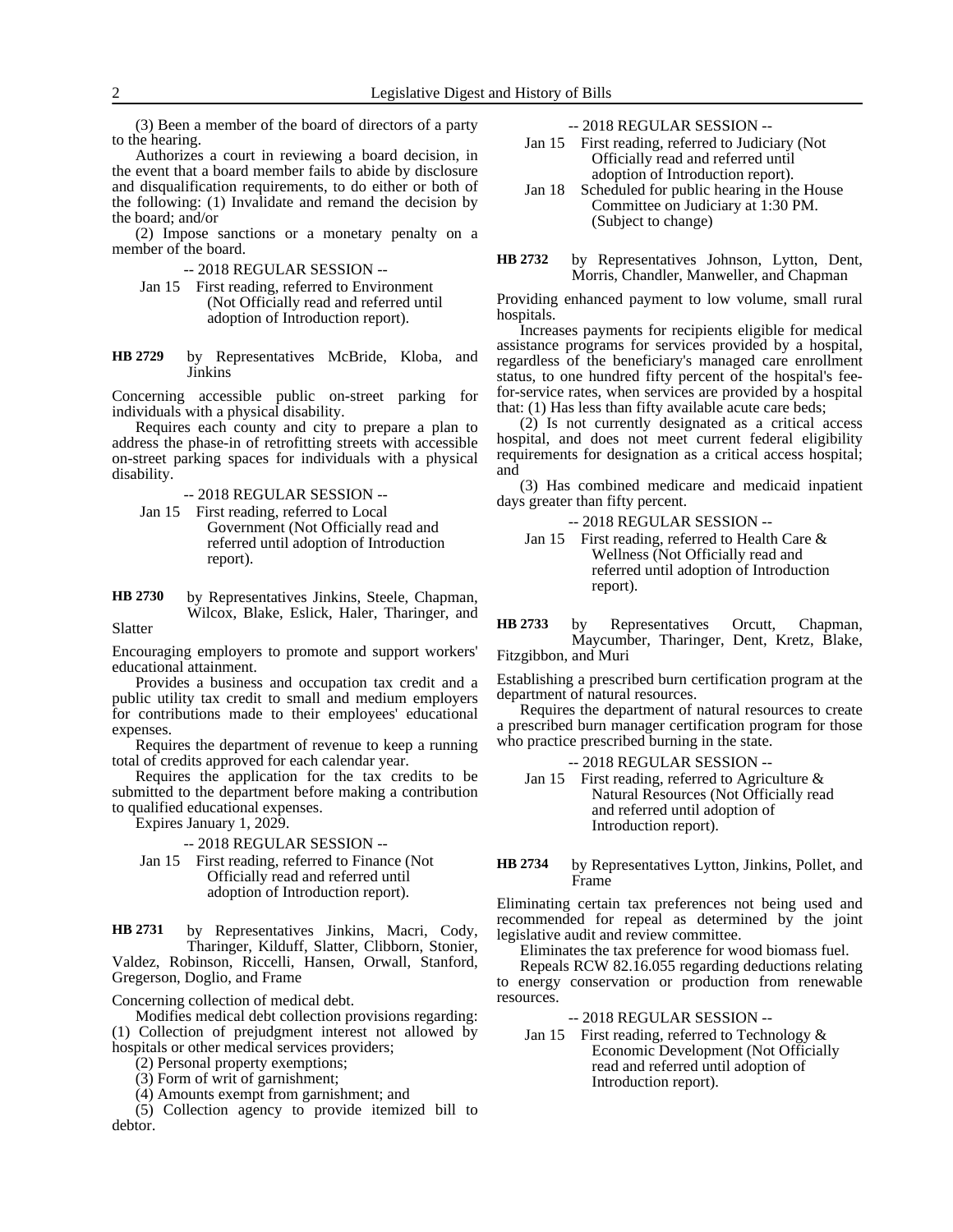(3) Been a member of the board of directors of a party to the hearing.

Authorizes a court in reviewing a board decision, in the event that a board member fails to abide by disclosure and disqualification requirements, to do either or both of the following: (1) Invalidate and remand the decision by the board; and/or

(2) Impose sanctions or a monetary penalty on a member of the board.

-- 2018 REGULAR SESSION --

Jan 15 First reading, referred to Environment (Not Officially read and referred until adoption of Introduction report).

**HB 2729** by Representatives McBride, Kloba, and Jinkins

Concerning accessible public on-street parking for individuals with a physical disability.

Requires each county and city to prepare a plan to address the phase-in of retrofitting streets with accessible on-street parking spaces for individuals with a physical disability.

-- 2018 REGULAR SESSION --

Jan 15 First reading, referred to Local Government (Not Officially read and referred until adoption of Introduction report).

**HB 2730** by Representatives Jinkins, Steele, Chapman, Wilcox, Blake, Eslick, Haler, Tharinger, and Slatter

Encouraging employers to promote and support workers' educational attainment.

Provides a business and occupation tax credit and a public utility tax credit to small and medium employers for contributions made to their employees' educational expenses.

Requires the department of revenue to keep a running total of credits approved for each calendar year.

Requires the application for the tax credits to be submitted to the department before making a contribution to qualified educational expenses.

Expires January 1, 2029.

-- 2018 REGULAR SESSION --

Jan 15 First reading, referred to Finance (Not Officially read and referred until adoption of Introduction report).

**HB 2731** by Representatives Jinkins, Macri, Cody, Tharinger, Kilduff, Slatter, Clibborn, Stonier, Valdez, Robinson, Riccelli, Hansen, Orwall, Stanford, Gregerson, Doglio, and Frame

Concerning collection of medical debt.

Modifies medical debt collection provisions regarding: (1) Collection of prejudgment interest not allowed by hospitals or other medical services providers;

(2) Personal property exemptions;

(3) Form of writ of garnishment;

(4) Amounts exempt from garnishment; and

(5) Collection agency to provide itemized bill to debtor.

-- 2018 REGULAR SESSION --

Jan 15 First reading, referred to Judiciary (Not Officially read and referred until adoption of Introduction report).

Jan 18 Scheduled for public hearing in the House Committee on Judiciary at 1:30 PM. (Subject to change)

**HB 2732** by Representatives Johnson, Lytton, Dent, Morris, Chandler, Manweller, and Chapman

Providing enhanced payment to low volume, small rural hospitals.

Increases payments for recipients eligible for medical assistance programs for services provided by a hospital, regardless of the beneficiary's managed care enrollment status, to one hundred fifty percent of the hospital's fee-for-service rates, when services are provided by a hospital that: (1) Has less than fifty available acute care beds;

(2) Is not currently designated as a critical access hospital, and does not meet current federal eligibility requirements for designation as a critical access hospital; and

(3) Has combined medicare and medicaid inpatient days greater than fifty percent.

-- 2018 REGULAR SESSION --

Jan 15 First reading, referred to Health Care & Wellness (Not Officially read and referred until adoption of Introduction report).

**HB 2733** by Representatives Orcutt, Chapman, Maycumber, Tharinger, Dent, Kretz, Blake, Fitzgibbon, and Muri

Establishing a prescribed burn certification program at the department of natural resources.

Requires the department of natural resources to create a prescribed burn manager certification program for those who practice prescribed burning in the state.

-- 2018 REGULAR SESSION --

Jan 15 First reading, referred to Agriculture & Natural Resources (Not Officially read and referred until adoption of Introduction report).

**HB 2734** by Representatives Lytton, Jinkins, Pollet, and Frame

Eliminating certain tax preferences not being used and recommended for repeal as determined by the joint legislative audit and review committee.

Eliminates the tax preference for wood biomass fuel.

Repeals RCW 82.16.055 regarding deductions relating to energy conservation or production from renewable resources.

-- 2018 REGULAR SESSION --

Jan 15 First reading, referred to Technology & Economic Development (Not Officially read and referred until adoption of Introduction report).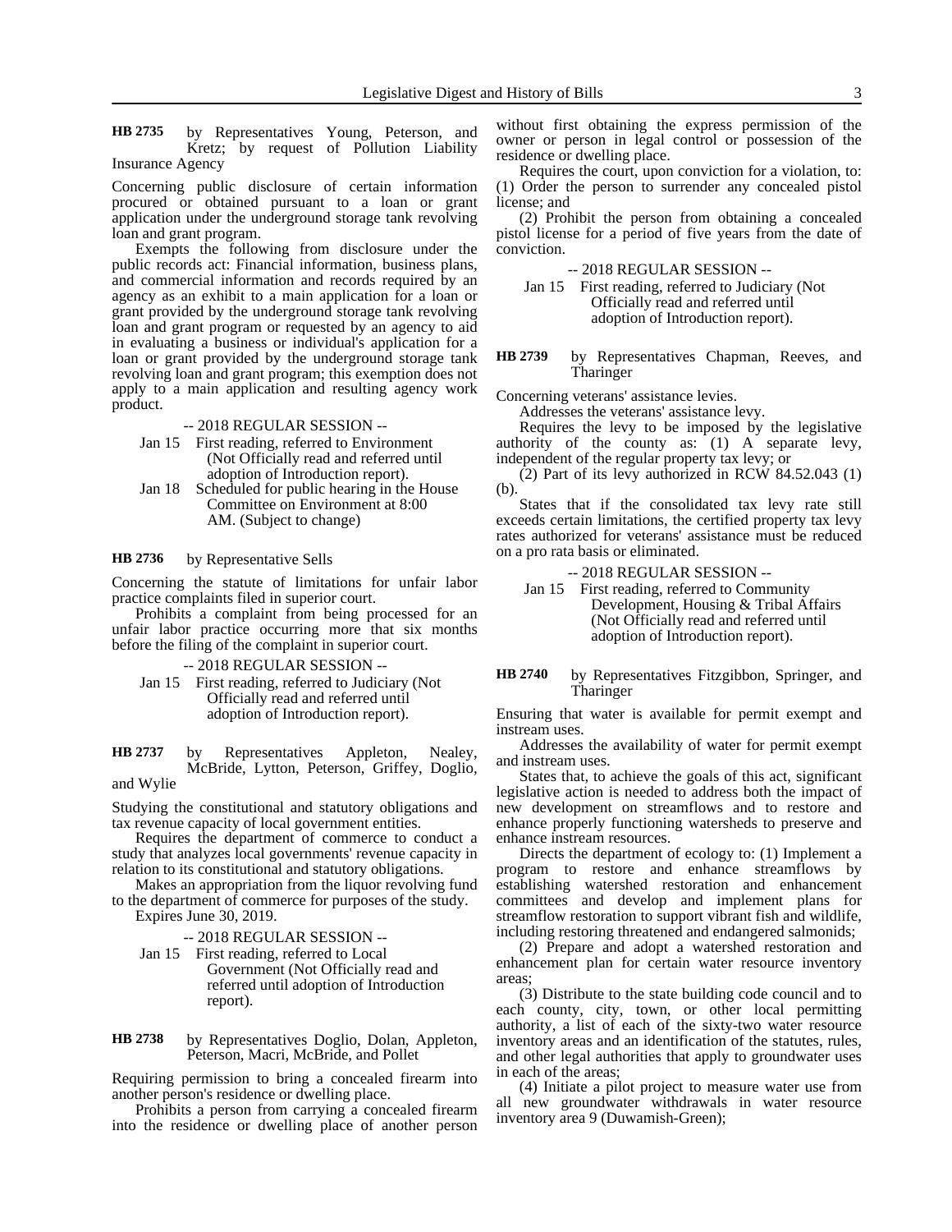**HB 2735** by Representatives Young, Peterson, and Kretz; by request of Pollution Liability Insurance Agency

Concerning public disclosure of certain information procured or obtained pursuant to a loan or grant application under the underground storage tank revolving loan and grant program.

Exempts the following from disclosure under the public records act: Financial information, business plans, and commercial information and records required by an agency as an exhibit to a main application for a loan or grant provided by the underground storage tank revolving loan and grant program or requested by an agency to aid in evaluating a business or individual's application for a loan or grant provided by the underground storage tank revolving loan and grant program; this exemption does not apply to a main application and resulting agency work product.

-- 2018 REGULAR SESSION --

Jan 15 First reading, referred to Environment (Not Officially read and referred until adoption of Introduction report).

Jan 18 Scheduled for public hearing in the House Committee on Environment at 8:00 AM. (Subject to change)

**HB 2736** by Representative Sells

Concerning the statute of limitations for unfair labor practice complaints filed in superior court.

Prohibits a complaint from being processed for an unfair labor practice occurring more that six months before the filing of the complaint in superior court.

-- 2018 REGULAR SESSION --

Jan 15 First reading, referred to Judiciary (Not Officially read and referred until adoption of Introduction report).

**HB 2737** by Representatives Appleton, Nealey, McBride, Lytton, Peterson, Griffey, Doglio, and Wylie

Studying the constitutional and statutory obligations and tax revenue capacity of local government entities.

Requires the department of commerce to conduct a study that analyzes local governments' revenue capacity in relation to its constitutional and statutory obligations.

Makes an appropriation from the liquor revolving fund to the department of commerce for purposes of the study.

Expires June 30, 2019.

-- 2018 REGULAR SESSION --

Jan 15 First reading, referred to Local Government (Not Officially read and referred until adoption of Introduction report).

**HB 2738** by Representatives Doglio, Dolan, Appleton, Peterson, Macri, McBride, and Pollet

Requiring permission to bring a concealed firearm into another person's residence or dwelling place.

Prohibits a person from carrying a concealed firearm into the residence or dwelling place of another person without first obtaining the express permission of the owner or person in legal control or possession of the residence or dwelling place.

Requires the court, upon conviction for a violation, to: (1) Order the person to surrender any concealed pistol license; and

(2) Prohibit the person from obtaining a concealed pistol license for a period of five years from the date of conviction.

-- 2018 REGULAR SESSION --

Jan 15 First reading, referred to Judiciary (Not Officially read and referred until adoption of Introduction report).

**HB 2739** by Representatives Chapman, Reeves, and Tharinger

Concerning veterans' assistance levies.

Addresses the veterans' assistance levy.

Requires the levy to be imposed by the legislative authority of the county as: (1) A separate levy, independent of the regular property tax levy; or

(2) Part of its levy authorized in RCW 84.52.043 (1)(b).

States that if the consolidated tax levy rate still exceeds certain limitations, the certified property tax levy rates authorized for veterans' assistance must be reduced on a pro rata basis or eliminated.

-- 2018 REGULAR SESSION --

Jan 15 First reading, referred to Community Development, Housing & Tribal Affairs (Not Officially read and referred until adoption of Introduction report).

**HB 2740** by Representatives Fitzgibbon, Springer, and Tharinger

Ensuring that water is available for permit exempt and instream uses.

Addresses the availability of water for permit exempt and instream uses.

States that, to achieve the goals of this act, significant legislative action is needed to address both the impact of new development on streamflows and to restore and enhance properly functioning watersheds to preserve and enhance instream resources.

Directs the department of ecology to: (1) Implement a program to restore and enhance streamflows by establishing watershed restoration and enhancement committees and develop and implement plans for streamflow restoration to support vibrant fish and wildlife, including restoring threatened and endangered salmonids;

(2) Prepare and adopt a watershed restoration and enhancement plan for certain water resource inventory areas;

(3) Distribute to the state building code council and to each county, city, town, or other local permitting authority, a list of each of the sixty-two water resource inventory areas and an identification of the statutes, rules, and other legal authorities that apply to groundwater uses in each of the areas;

(4) Initiate a pilot project to measure water use from all new groundwater withdrawals in water resource inventory area 9 (Duwamish-Green);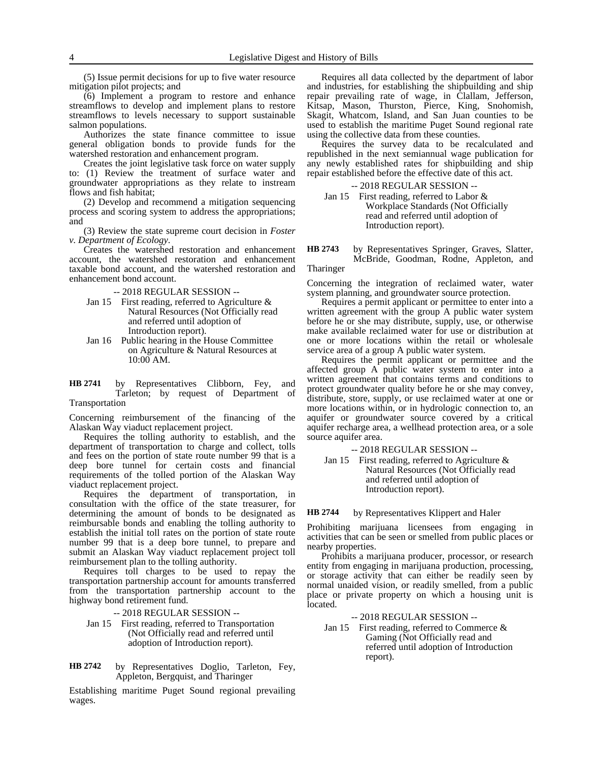(5) Issue permit decisions for up to five water resource mitigation pilot projects; and

(6) Implement a program to restore and enhance streamflows to develop and implement plans to restore streamflows to levels necessary to support sustainable salmon populations.

Authorizes the state finance committee to issue general obligation bonds to provide funds for the watershed restoration and enhancement program.

Creates the joint legislative task force on water supply to: (1) Review the treatment of surface water and groundwater appropriations as they relate to instream flows and fish habitat;

(2) Develop and recommend a mitigation sequencing process and scoring system to address the appropriations; and

(3) Review the state supreme court decision in *Foster v. Department of Ecology*.

Creates the watershed restoration and enhancement account, the watershed restoration and enhancement taxable bond account, and the watershed restoration and enhancement bond account.

-- 2018 REGULAR SESSION --

Jan 15 First reading, referred to Agriculture & Natural Resources (Not Officially read and referred until adoption of Introduction report).

Jan 16 Public hearing in the House Committee on Agriculture & Natural Resources at 10:00 AM.

**HB 2741** by Representatives Clibborn, Fey, and Tarleton; by request of Department of Transportation

Concerning reimbursement of the financing of the Alaskan Way viaduct replacement project.

Requires the tolling authority to establish, and the department of transportation to charge and collect, tolls and fees on the portion of state route number 99 that is a deep bore tunnel for certain costs and financial requirements of the tolled portion of the Alaskan Way viaduct replacement project.

Requires the department of transportation, in consultation with the office of the state treasurer, for determining the amount of bonds to be designated as reimbursable bonds and enabling the tolling authority to establish the initial toll rates on the portion of state route number 99 that is a deep bore tunnel, to prepare and submit an Alaskan Way viaduct replacement project toll reimbursement plan to the tolling authority.

Requires toll charges to be used to repay the transportation partnership account for amounts transferred from the transportation partnership account to the highway bond retirement fund.

-- 2018 REGULAR SESSION --

Jan 15 First reading, referred to Transportation (Not Officially read and referred until adoption of Introduction report).

**HB 2742** by Representatives Doglio, Tarleton, Fey, Appleton, Bergquist, and Tharinger

Establishing maritime Puget Sound regional prevailing wages.

Requires all data collected by the department of labor and industries, for establishing the shipbuilding and ship repair prevailing rate of wage, in Clallam, Jefferson, Kitsap, Mason, Thurston, Pierce, King, Snohomish, Skagit, Whatcom, Island, and San Juan counties to be used to establish the maritime Puget Sound regional rate using the collective data from these counties.

Requires the survey data to be recalculated and republished in the next semiannual wage publication for any newly established rates for shipbuilding and ship repair established before the effective date of this act.

-- 2018 REGULAR SESSION --

Jan 15 First reading, referred to Labor & Workplace Standards (Not Officially read and referred until adoption of Introduction report).

**HB 2743** by Representatives Springer, Graves, Slatter, McBride, Goodman, Rodne, Appleton, and Tharinger

Concerning the integration of reclaimed water, water system planning, and groundwater source protection.

Requires a permit applicant or permittee to enter into a written agreement with the group A public water system before he or she may distribute, supply, use, or otherwise make available reclaimed water for use or distribution at one or more locations within the retail or wholesale service area of a group A public water system.

Requires the permit applicant or permittee and the affected group A public water system to enter into a written agreement that contains terms and conditions to protect groundwater quality before he or she may convey, distribute, store, supply, or use reclaimed water at one or more locations within, or in hydrologic connection to, an aquifer or groundwater source covered by a critical aquifer recharge area, a wellhead protection area, or a sole source aquifer area.

-- 2018 REGULAR SESSION --

Jan 15 First reading, referred to Agriculture & Natural Resources (Not Officially read and referred until adoption of Introduction report).

**HB 2744** by Representatives Klippert and Haler

Prohibiting marijuana licensees from engaging in activities that can be seen or smelled from public places or nearby properties.

Prohibits a marijuana producer, processor, or research entity from engaging in marijuana production, processing, or storage activity that can either be readily seen by normal unaided vision, or readily smelled, from a public place or private property on which a housing unit is located.

-- 2018 REGULAR SESSION --

Jan 15 First reading, referred to Commerce & Gaming (Not Officially read and referred until adoption of Introduction report).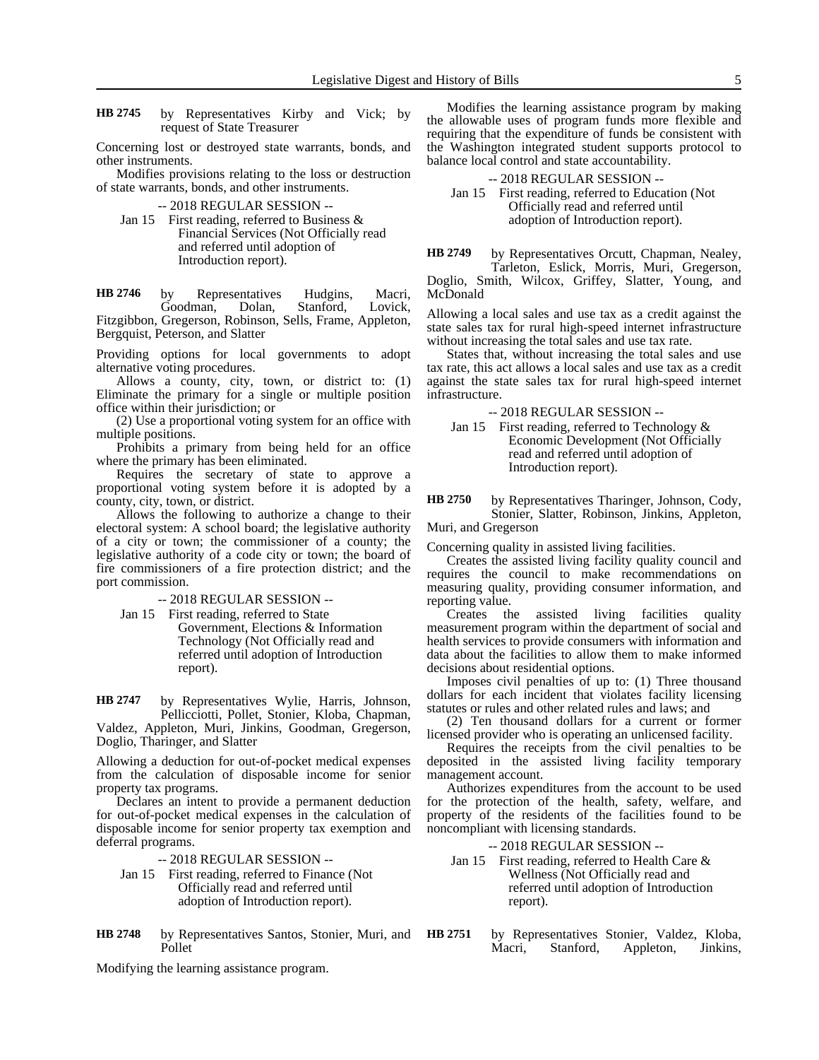**HB 2745** by Representatives Kirby and Vick; by request of State Treasurer

Concerning lost or destroyed state warrants, bonds, and other instruments.

Modifies provisions relating to the loss or destruction of state warrants, bonds, and other instruments.

-- 2018 REGULAR SESSION --

Jan 15 First reading, referred to Business & Financial Services (Not Officially read and referred until adoption of Introduction report).

**HB 2746** by Representatives Hudgins, Macri, Goodman, Dolan, Stanford, Lovick, Fitzgibbon, Gregerson, Robinson, Sells, Frame, Appleton, Bergquist, Peterson, and Slatter

Providing options for local governments to adopt alternative voting procedures.

Allows a county, city, town, or district to: (1) Eliminate the primary for a single or multiple position office within their jurisdiction; or

(2) Use a proportional voting system for an office with multiple positions.

Prohibits a primary from being held for an office where the primary has been eliminated.

Requires the secretary of state to approve a proportional voting system before it is adopted by a county, city, town, or district.

Allows the following to authorize a change to their electoral system: A school board; the legislative authority of a city or town; the commissioner of a county; the legislative authority of a code city or town; the board of fire commissioners of a fire protection district; and the port commission.

-- 2018 REGULAR SESSION --

Jan 15 First reading, referred to State Government, Elections & Information Technology (Not Officially read and referred until adoption of Introduction report).

**HB 2747** by Representatives Wylie, Harris, Johnson, Pellicciotti, Pollet, Stonier, Kloba, Chapman, Valdez, Appleton, Muri, Jinkins, Goodman, Gregerson, Doglio, Tharinger, and Slatter

Allowing a deduction for out-of-pocket medical expenses from the calculation of disposable income for senior property tax programs.

Declares an intent to provide a permanent deduction for out-of-pocket medical expenses in the calculation of disposable income for senior property tax exemption and deferral programs.

-- 2018 REGULAR SESSION --

Jan 15 First reading, referred to Finance (Not Officially read and referred until adoption of Introduction report).

**HB 2748** by Representatives Santos, Stonier, Muri, and Pollet

Modifying the learning assistance program.

Modifies the learning assistance program by making the allowable uses of program funds more flexible and requiring that the expenditure of funds be consistent with the Washington integrated student supports protocol to balance local control and state accountability.

-- 2018 REGULAR SESSION --

Jan 15 First reading, referred to Education (Not Officially read and referred until adoption of Introduction report).

**HB 2749** by Representatives Orcutt, Chapman, Nealey, Tarleton, Eslick, Morris, Muri, Gregerson, Doglio, Smith, Wilcox, Griffey, Slatter, Young, and McDonald

Allowing a local sales and use tax as a credit against the state sales tax for rural high-speed internet infrastructure without increasing the total sales and use tax rate.

States that, without increasing the total sales and use tax rate, this act allows a local sales and use tax as a credit against the state sales tax for rural high-speed internet infrastructure.

-- 2018 REGULAR SESSION --

Jan 15 First reading, referred to Technology & Economic Development (Not Officially read and referred until adoption of Introduction report).

**HB 2750** by Representatives Tharinger, Johnson, Cody, Stonier, Slatter, Robinson, Jinkins, Appleton, Muri, and Gregerson

Concerning quality in assisted living facilities.

Creates the assisted living facility quality council and requires the council to make recommendations on measuring quality, providing consumer information, and reporting value.

Creates the assisted living facilities quality measurement program within the department of social and health services to provide consumers with information and data about the facilities to allow them to make informed decisions about residential options.

Imposes civil penalties of up to: (1) Three thousand dollars for each incident that violates facility licensing statutes or rules and other related rules and laws; and

(2) Ten thousand dollars for a current or former licensed provider who is operating an unlicensed facility.

Requires the receipts from the civil penalties to be deposited in the assisted living facility temporary management account.

Authorizes expenditures from the account to be used for the protection of the health, safety, welfare, and property of the residents of the facilities found to be noncompliant with licensing standards.

-- 2018 REGULAR SESSION --

Jan 15 First reading, referred to Health Care & Wellness (Not Officially read and referred until adoption of Introduction report).

**HB 2751** by Representatives Stonier, Valdez, Kloba, Macri, Stanford, Appleton, Jinkins,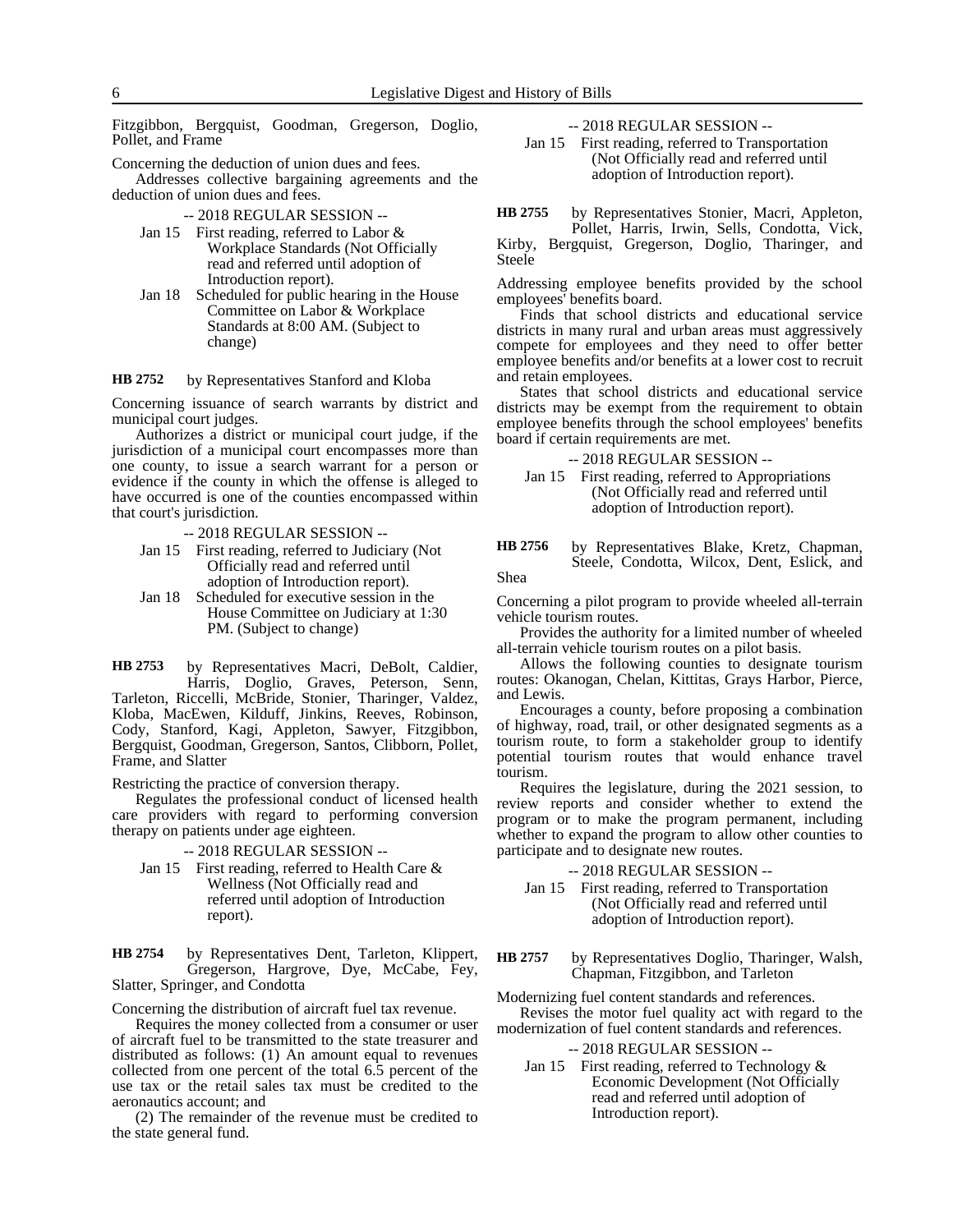Fitzgibbon, Bergquist, Goodman, Gregerson, Doglio, Pollet, and Frame

Concerning the deduction of union dues and fees.

Addresses collective bargaining agreements and the deduction of union dues and fees.

-- 2018 REGULAR SESSION --

Jan 15 First reading, referred to Labor & Workplace Standards (Not Officially read and referred until adoption of Introduction report).

Jan 18 Scheduled for public hearing in the House Committee on Labor & Workplace Standards at 8:00 AM. (Subject to change)

**HB 2752** by Representatives Stanford and Kloba

Concerning issuance of search warrants by district and municipal court judges.

Authorizes a district or municipal court judge, if the jurisdiction of a municipal court encompasses more than one county, to issue a search warrant for a person or evidence if the county in which the offense is alleged to have occurred is one of the counties encompassed within that court's jurisdiction.

-- 2018 REGULAR SESSION --

Jan 15 First reading, referred to Judiciary (Not Officially read and referred until adoption of Introduction report).

Jan 18 Scheduled for executive session in the House Committee on Judiciary at 1:30 PM. (Subject to change)

**HB 2753** by Representatives Macri, DeBolt, Caldier, Harris, Doglio, Graves, Peterson, Senn, Tarleton, Riccelli, McBride, Stonier, Tharinger, Valdez, Kloba, MacEwen, Kilduff, Jinkins, Reeves, Robinson, Cody, Stanford, Kagi, Appleton, Sawyer, Fitzgibbon, Bergquist, Goodman, Gregerson, Santos, Clibborn, Pollet, Frame, and Slatter

Restricting the practice of conversion therapy.

Regulates the professional conduct of licensed health care providers with regard to performing conversion therapy on patients under age eighteen.

-- 2018 REGULAR SESSION --

Jan 15 First reading, referred to Health Care & Wellness (Not Officially read and referred until adoption of Introduction report).

**HB 2754** by Representatives Dent, Tarleton, Klippert, Gregerson, Hargrove, Dye, McCabe, Fey, Slatter, Springer, and Condotta

Concerning the distribution of aircraft fuel tax revenue.

Requires the money collected from a consumer or user of aircraft fuel to be transmitted to the state treasurer and distributed as follows: (1) An amount equal to revenues collected from one percent of the total 6.5 percent of the use tax or the retail sales tax must be credited to the aeronautics account; and

(2) The remainder of the revenue must be credited to the state general fund.

-- 2018 REGULAR SESSION --

Jan 15 First reading, referred to Transportation (Not Officially read and referred until adoption of Introduction report).

**HB 2755** by Representatives Stonier, Macri, Appleton, Pollet, Harris, Irwin, Sells, Condotta, Vick, Kirby, Bergquist, Gregerson, Doglio, Tharinger, and Steele

Addressing employee benefits provided by the school employees' benefits board.

Finds that school districts and educational service districts in many rural and urban areas must aggressively compete for employees and they need to offer better employee benefits and/or benefits at a lower cost to recruit and retain employees.

States that school districts and educational service districts may be exempt from the requirement to obtain employee benefits through the school employees' benefits board if certain requirements are met.

-- 2018 REGULAR SESSION --

Jan 15 First reading, referred to Appropriations (Not Officially read and referred until adoption of Introduction report).

**HB 2756** by Representatives Blake, Kretz, Chapman, Steele, Condotta, Wilcox, Dent, Eslick, and Shea

Concerning a pilot program to provide wheeled all-terrain vehicle tourism routes.

Provides the authority for a limited number of wheeled all-terrain vehicle tourism routes on a pilot basis.

Allows the following counties to designate tourism routes: Okanogan, Chelan, Kittitas, Grays Harbor, Pierce, and Lewis.

Encourages a county, before proposing a combination of highway, road, trail, or other designated segments as a tourism route, to form a stakeholder group to identify potential tourism routes that would enhance travel tourism.

Requires the legislature, during the 2021 session, to review reports and consider whether to extend the program or to make the program permanent, including whether to expand the program to allow other counties to participate and to designate new routes.

-- 2018 REGULAR SESSION --

Jan 15 First reading, referred to Transportation (Not Officially read and referred until adoption of Introduction report).

**HB 2757** by Representatives Doglio, Tharinger, Walsh, Chapman, Fitzgibbon, and Tarleton

Modernizing fuel content standards and references.

Revises the motor fuel quality act with regard to the modernization of fuel content standards and references.

-- 2018 REGULAR SESSION --

Jan 15 First reading, referred to Technology & Economic Development (Not Officially read and referred until adoption of Introduction report).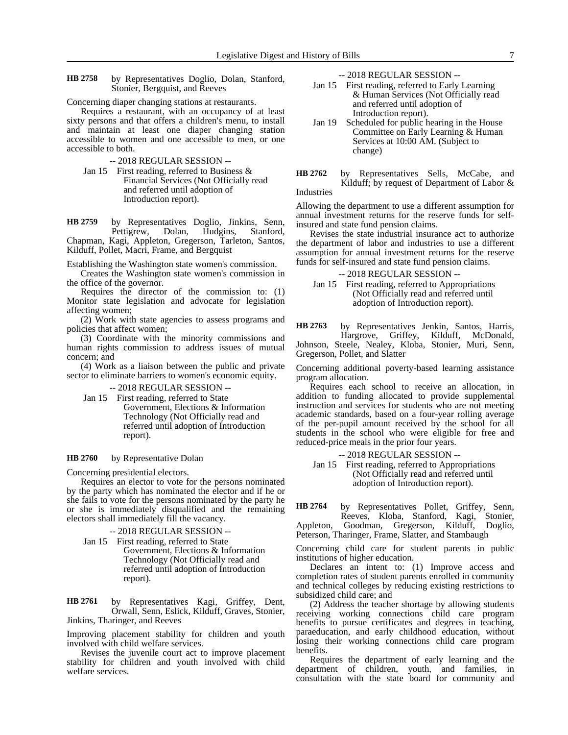**HB 2758** by Representatives Doglio, Dolan, Stanford, Stonier, Bergquist, and Reeves

Concerning diaper changing stations at restaurants.

Requires a restaurant, with an occupancy of at least sixty persons and that offers a children's menu, to install and maintain at least one diaper changing station accessible to women and one accessible to men, or one accessible to both.

-- 2018 REGULAR SESSION --

Jan 15 First reading, referred to Business & Financial Services (Not Officially read and referred until adoption of Introduction report).

**HB 2759** by Representatives Doglio, Jinkins, Senn, Pettigrew, Dolan, Hudgins, Stanford, Chapman, Kagi, Appleton, Gregerson, Tarleton, Santos, Kilduff, Pollet, Macri, Frame, and Bergquist

Establishing the Washington state women's commission.

Creates the Washington state women's commission in the office of the governor.

Requires the director of the commission to: (1) Monitor state legislation and advocate for legislation affecting women;

(2) Work with state agencies to assess programs and policies that affect women;

(3) Coordinate with the minority commissions and human rights commission to address issues of mutual concern; and

(4) Work as a liaison between the public and private sector to eliminate barriers to women's economic equity.

-- 2018 REGULAR SESSION --

Jan 15 First reading, referred to State Government, Elections & Information Technology (Not Officially read and referred until adoption of Introduction report).

**HB 2760** by Representative Dolan

Concerning presidential electors.

Requires an elector to vote for the persons nominated by the party which has nominated the elector and if he or she fails to vote for the persons nominated by the party he or she is immediately disqualified and the remaining electors shall immediately fill the vacancy.

-- 2018 REGULAR SESSION --

Jan 15 First reading, referred to State Government, Elections & Information Technology (Not Officially read and referred until adoption of Introduction report).

**HB 2761** by Representatives Kagi, Griffey, Dent, Orwall, Senn, Eslick, Kilduff, Graves, Stonier, Jinkins, Tharinger, and Reeves

Improving placement stability for children and youth involved with child welfare services.

Revises the juvenile court act to improve placement stability for children and youth involved with child welfare services.

-- 2018 REGULAR SESSION --

Jan 15 First reading, referred to Early Learning & Human Services (Not Officially read and referred until adoption of Introduction report).

Jan 19 Scheduled for public hearing in the House Committee on Early Learning & Human Services at 10:00 AM. (Subject to change)

**HB 2762** by Representatives Sells, McCabe, and Kilduff; by request of Department of Labor & Industries

Allowing the department to use a different assumption for annual investment returns for the reserve funds for self-insured and state fund pension claims.

Revises the state industrial insurance act to authorize the department of labor and industries to use a different assumption for annual investment returns for the reserve funds for self-insured and state fund pension claims.

-- 2018 REGULAR SESSION --

Jan 15 First reading, referred to Appropriations (Not Officially read and referred until adoption of Introduction report).

**HB 2763** by Representatives Jenkin, Santos, Harris, Hargrove, Griffey, Kilduff, McDonald, Johnson, Steele, Nealey, Kloba, Stonier, Muri, Senn, Gregerson, Pollet, and Slatter

Concerning additional poverty-based learning assistance program allocation.

Requires each school to receive an allocation, in addition to funding allocated to provide supplemental instruction and services for students who are not meeting academic standards, based on a four-year rolling average of the per-pupil amount received by the school for all students in the school who were eligible for free and reduced-price meals in the prior four years.

-- 2018 REGULAR SESSION --

Jan 15 First reading, referred to Appropriations (Not Officially read and referred until adoption of Introduction report).

**HB 2764** by Representatives Pollet, Griffey, Senn, Reeves, Kloba, Stanford, Kagi, Stonier, Appleton, Goodman, Gregerson, Kilduff, Doglio, Peterson, Tharinger, Frame, Slatter, and Stambaugh

Concerning child care for student parents in public institutions of higher education.

Declares an intent to: (1) Improve access and completion rates of student parents enrolled in community and technical colleges by reducing existing restrictions to subsidized child care; and

(2) Address the teacher shortage by allowing students receiving working connections child care program benefits to pursue certificates and degrees in teaching, paraeducation, and early childhood education, without losing their working connections child care program benefits.

Requires the department of early learning and the department of children, youth, and families, in consultation with the state board for community and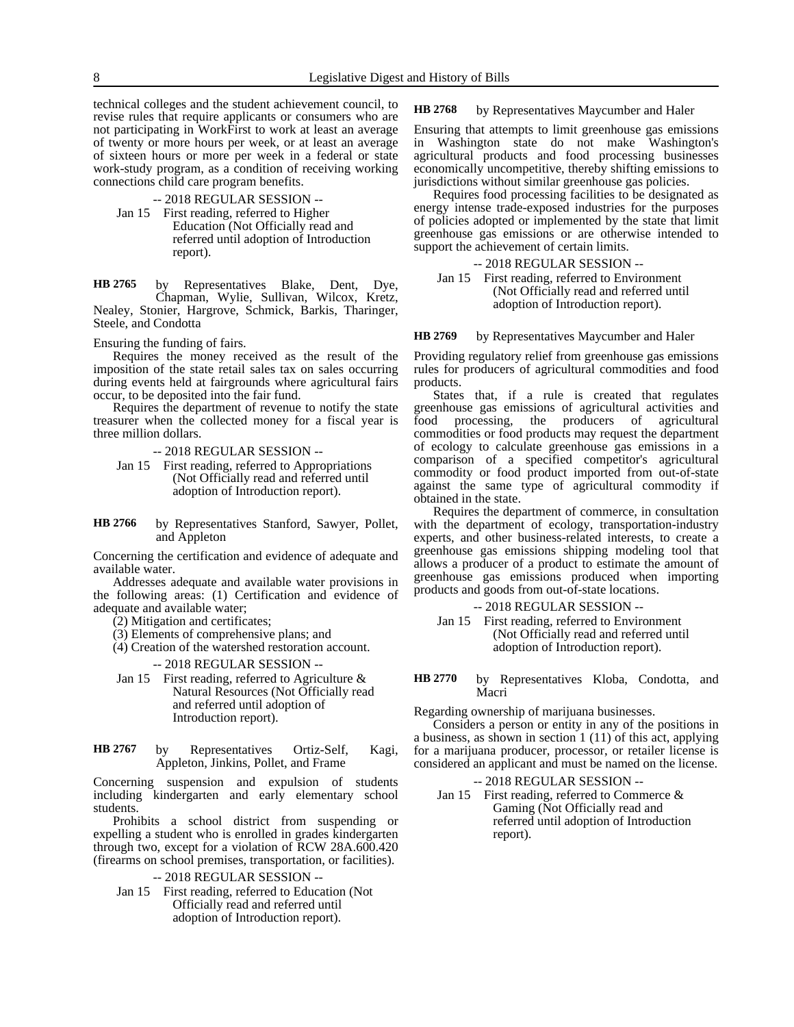technical colleges and the student achievement council, to revise rules that require applicants or consumers who are not participating in WorkFirst to work at least an average of twenty or more hours per week, or at least an average of sixteen hours or more per week in a federal or state work-study program, as a condition of receiving working connections child care program benefits.

-- 2018 REGULAR SESSION --

Jan 15 First reading, referred to Higher Education (Not Officially read and referred until adoption of Introduction report).

**HB 2765** by Representatives Blake, Dent, Dye, Chapman, Wylie, Sullivan, Wilcox, Kretz, Nealey, Stonier, Hargrove, Schmick, Barkis, Tharinger, Steele, and Condotta

Ensuring the funding of fairs.

Requires the money received as the result of the imposition of the state retail sales tax on sales occurring during events held at fairgrounds where agricultural fairs occur, to be deposited into the fair fund.

Requires the department of revenue to notify the state treasurer when the collected money for a fiscal year is three million dollars.

-- 2018 REGULAR SESSION --

Jan 15 First reading, referred to Appropriations (Not Officially read and referred until adoption of Introduction report).

**HB 2766** by Representatives Stanford, Sawyer, Pollet, and Appleton

Concerning the certification and evidence of adequate and available water.

Addresses adequate and available water provisions in the following areas: (1) Certification and evidence of adequate and available water;

(2) Mitigation and certificates;

(3) Elements of comprehensive plans; and

(4) Creation of the watershed restoration account.

-- 2018 REGULAR SESSION --

Jan 15 First reading, referred to Agriculture & Natural Resources (Not Officially read and referred until adoption of Introduction report).

**HB 2767** by Representatives Ortiz-Self, Kagi, Appleton, Jinkins, Pollet, and Frame

Concerning suspension and expulsion of students including kindergarten and early elementary school students.

Prohibits a school district from suspending or expelling a student who is enrolled in grades kindergarten through two, except for a violation of RCW 28A.600.420 (firearms on school premises, transportation, or facilities).

-- 2018 REGULAR SESSION --

Jan 15 First reading, referred to Education (Not Officially read and referred until adoption of Introduction report).

**HB 2768** by Representatives Maycumber and Haler

Ensuring that attempts to limit greenhouse gas emissions in Washington state do not make Washington's agricultural products and food processing businesses economically uncompetitive, thereby shifting emissions to jurisdictions without similar greenhouse gas policies.

Requires food processing facilities to be designated as energy intense trade-exposed industries for the purposes of policies adopted or implemented by the state that limit greenhouse gas emissions or are otherwise intended to support the achievement of certain limits.

-- 2018 REGULAR SESSION --

Jan 15 First reading, referred to Environment (Not Officially read and referred until adoption of Introduction report).

**HB 2769** by Representatives Maycumber and Haler

Providing regulatory relief from greenhouse gas emissions rules for producers of agricultural commodities and food products.

States that, if a rule is created that regulates greenhouse gas emissions of agricultural activities and food processing, the producers of agricultural commodities or food products may request the department of ecology to calculate greenhouse gas emissions in a comparison of a specified competitor's agricultural commodity or food product imported from out-of-state against the same type of agricultural commodity if obtained in the state.

Requires the department of commerce, in consultation with the department of ecology, transportation-industry experts, and other business-related interests, to create a greenhouse gas emissions shipping modeling tool that allows a producer of a product to estimate the amount of greenhouse gas emissions produced when importing products and goods from out-of-state locations.

-- 2018 REGULAR SESSION --

Jan 15 First reading, referred to Environment (Not Officially read and referred until adoption of Introduction report).

**HB 2770** by Representatives Kloba, Condotta, and Macri

Regarding ownership of marijuana businesses.

Considers a person or entity in any of the positions in a business, as shown in section 1 (11) of this act, applying for a marijuana producer, processor, or retailer license is considered an applicant and must be named on the license.

-- 2018 REGULAR SESSION --

Jan 15 First reading, referred to Commerce & Gaming (Not Officially read and referred until adoption of Introduction report).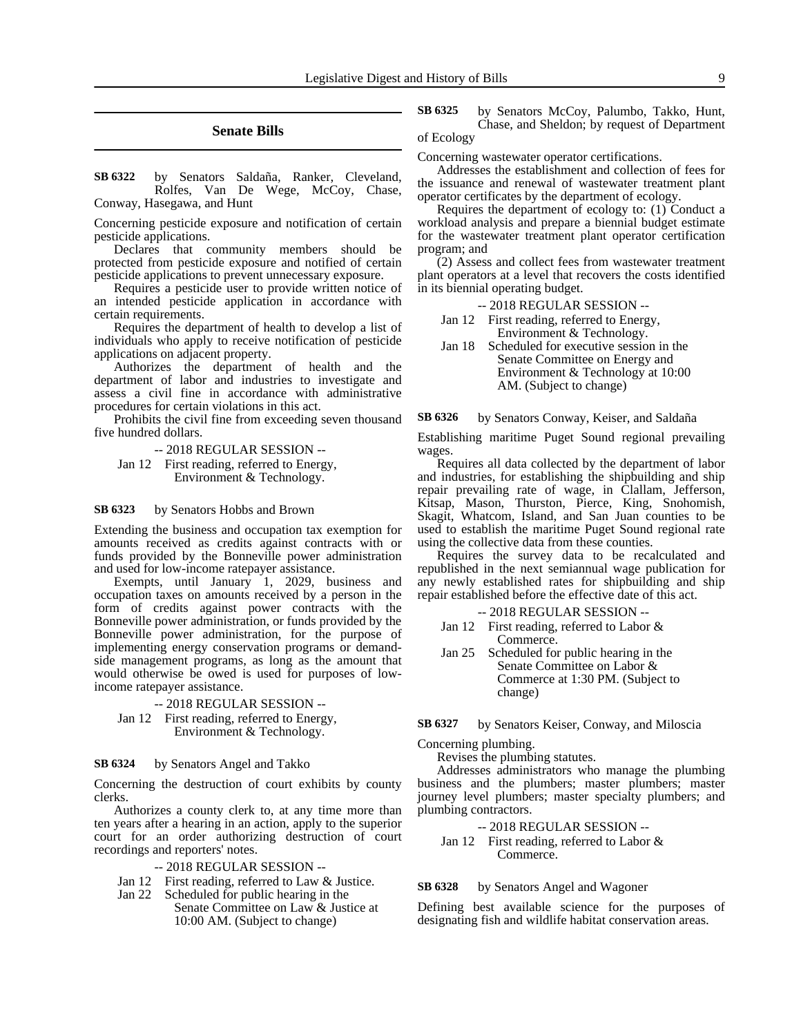## Senate Bills

**SB 6322** by Senators Saldaña, Ranker, Cleveland, Rolfes, Van De Wege, McCoy, Chase, Conway, Hasegawa, and Hunt

Concerning pesticide exposure and notification of certain pesticide applications.

Declares that community members should be protected from pesticide exposure and notified of certain pesticide applications to prevent unnecessary exposure.

Requires a pesticide user to provide written notice of an intended pesticide application in accordance with certain requirements.

Requires the department of health to develop a list of individuals who apply to receive notification of pesticide applications on adjacent property.

Authorizes the department of health and the department of labor and industries to investigate and assess a civil fine in accordance with administrative procedures for certain violations in this act.

Prohibits the civil fine from exceeding seven thousand five hundred dollars.

-- 2018 REGULAR SESSION --

Jan 12 First reading, referred to Energy, Environment & Technology.

**SB 6323** by Senators Hobbs and Brown

Extending the business and occupation tax exemption for amounts received as credits against contracts with or funds provided by the Bonneville power administration and used for low-income ratepayer assistance.

Exempts, until January 1, 2029, business and occupation taxes on amounts received by a person in the form of credits against power contracts with the Bonneville power administration, or funds provided by the Bonneville power administration, for the purpose of implementing energy conservation programs or demand-side management programs, as long as the amount that would otherwise be owed is used for purposes of low-income ratepayer assistance.

-- 2018 REGULAR SESSION --

Jan 12 First reading, referred to Energy, Environment & Technology.

**SB 6324** by Senators Angel and Takko

Concerning the destruction of court exhibits by county clerks.

Authorizes a county clerk to, at any time more than ten years after a hearing in an action, apply to the superior court for an order authorizing destruction of court recordings and reporters' notes.

-- 2018 REGULAR SESSION --

Jan 12 First reading, referred to Law & Justice.

Jan 22 Scheduled for public hearing in the Senate Committee on Law & Justice at 10:00 AM. (Subject to change)

**SB 6325** by Senators McCoy, Palumbo, Takko, Hunt, Chase, and Sheldon; by request of Department of Ecology

Concerning wastewater operator certifications.

Addresses the establishment and collection of fees for the issuance and renewal of wastewater treatment plant operator certificates by the department of ecology.

Requires the department of ecology to: (1) Conduct a workload analysis and prepare a biennial budget estimate for the wastewater treatment plant operator certification program; and

(2) Assess and collect fees from wastewater treatment plant operators at a level that recovers the costs identified in its biennial operating budget.

-- 2018 REGULAR SESSION --

Jan 12 First reading, referred to Energy, Environment & Technology.

Jan 18 Scheduled for executive session in the Senate Committee on Energy and Environment & Technology at 10:00 AM. (Subject to change)

**SB 6326** by Senators Conway, Keiser, and Saldaña

Establishing maritime Puget Sound regional prevailing wages.

Requires all data collected by the department of labor and industries, for establishing the shipbuilding and ship repair prevailing rate of wage, in Clallam, Jefferson, Kitsap, Mason, Thurston, Pierce, King, Snohomish, Skagit, Whatcom, Island, and San Juan counties to be used to establish the maritime Puget Sound regional rate using the collective data from these counties.

Requires the survey data to be recalculated and republished in the next semiannual wage publication for any newly established rates for shipbuilding and ship repair established before the effective date of this act.

-- 2018 REGULAR SESSION --

Jan 12 First reading, referred to Labor & Commerce.

Jan 25 Scheduled for public hearing in the Senate Committee on Labor & Commerce at 1:30 PM. (Subject to change)

**SB 6327** by Senators Keiser, Conway, and Miloscia

Concerning plumbing.

Revises the plumbing statutes.

Addresses administrators who manage the plumbing business and the plumbers; master plumbers; master journey level plumbers; master specialty plumbers; and plumbing contractors.

-- 2018 REGULAR SESSION --

Jan 12 First reading, referred to Labor & Commerce.

**SB 6328** by Senators Angel and Wagoner

Defining best available science for the purposes of designating fish and wildlife habitat conservation areas.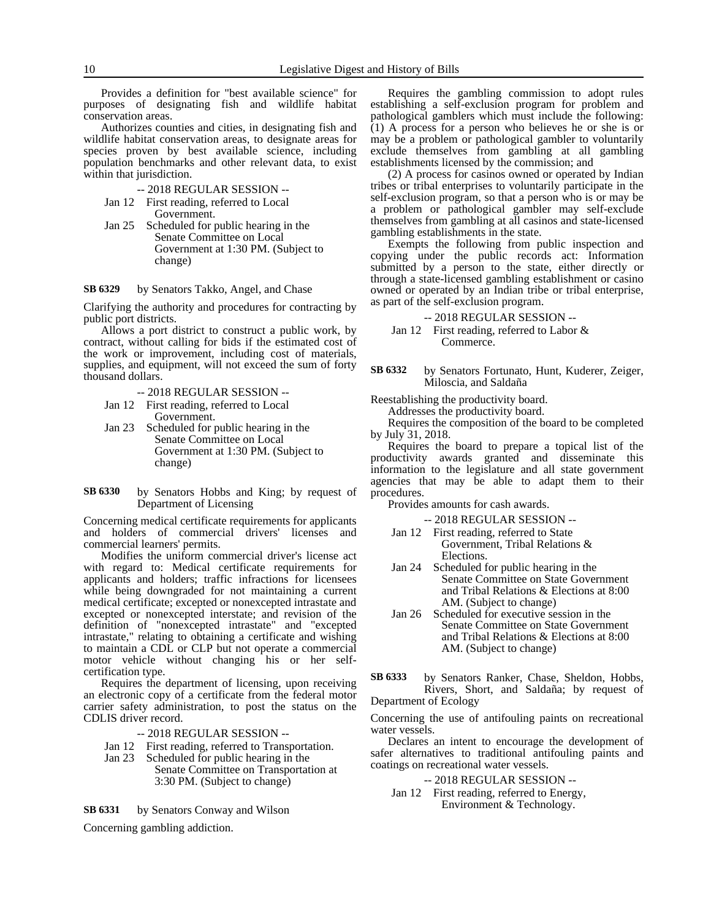Provides a definition for "best available science" for purposes of designating fish and wildlife habitat conservation areas.

Authorizes counties and cities, in designating fish and wildlife habitat conservation areas, to designate areas for species proven by best available science, including population benchmarks and other relevant data, to exist within that jurisdiction.

-- 2018 REGULAR SESSION --

Jan 12 First reading, referred to Local Government.

Jan 25 Scheduled for public hearing in the Senate Committee on Local Government at 1:30 PM. (Subject to change)

**SB 6329** by Senators Takko, Angel, and Chase

Clarifying the authority and procedures for contracting by public port districts.

Allows a port district to construct a public work, by contract, without calling for bids if the estimated cost of the work or improvement, including cost of materials, supplies, and equipment, will not exceed the sum of forty thousand dollars.

-- 2018 REGULAR SESSION --

Jan 12 First reading, referred to Local Government.

Jan 23 Scheduled for public hearing in the Senate Committee on Local Government at 1:30 PM. (Subject to change)

**SB 6330** by Senators Hobbs and King; by request of Department of Licensing

Concerning medical certificate requirements for applicants and holders of commercial drivers' licenses and commercial learners' permits.

Modifies the uniform commercial driver's license act with regard to: Medical certificate requirements for applicants and holders; traffic infractions for licensees while being downgraded for not maintaining a current medical certificate; excepted or nonexcepted intrastate and excepted or nonexcepted interstate; and revision of the definition of "nonexcepted intrastate" and "excepted intrastate," relating to obtaining a certificate and wishing to maintain a CDL or CLP but not operate a commercial motor vehicle without changing his or her self-certification type.

Requires the department of licensing, upon receiving an electronic copy of a certificate from the federal motor carrier safety administration, to post the status on the CDLIS driver record.

-- 2018 REGULAR SESSION --

Jan 12 First reading, referred to Transportation.

Jan 23 Scheduled for public hearing in the Senate Committee on Transportation at 3:30 PM. (Subject to change)

**SB 6331** by Senators Conway and Wilson

Concerning gambling addiction.

Requires the gambling commission to adopt rules establishing a self-exclusion program for problem and pathological gamblers which must include the following: (1) A process for a person who believes he or she is or may be a problem or pathological gambler to voluntarily exclude themselves from gambling at all gambling establishments licensed by the commission; and

(2) A process for casinos owned or operated by Indian tribes or tribal enterprises to voluntarily participate in the self-exclusion program, so that a person who is or may be a problem or pathological gambler may self-exclude themselves from gambling at all casinos and state-licensed gambling establishments in the state.

Exempts the following from public inspection and copying under the public records act: Information submitted by a person to the state, either directly or through a state-licensed gambling establishment or casino owned or operated by an Indian tribe or tribal enterprise, as part of the self-exclusion program.

-- 2018 REGULAR SESSION --

Jan 12 First reading, referred to Labor & Commerce.

**SB 6332** by Senators Fortunato, Hunt, Kuderer, Zeiger, Miloscia, and Saldaña

Reestablishing the productivity board.

Addresses the productivity board.

Requires the composition of the board to be completed by July 31, 2018.

Requires the board to prepare a topical list of the productivity awards granted and disseminate this information to the legislature and all state government agencies that may be able to adapt them to their procedures.

Provides amounts for cash awards.

-- 2018 REGULAR SESSION --

Jan 12 First reading, referred to State Government, Tribal Relations & Elections.

Jan 24 Scheduled for public hearing in the Senate Committee on State Government and Tribal Relations & Elections at 8:00 AM. (Subject to change)

Jan 26 Scheduled for executive session in the Senate Committee on State Government and Tribal Relations & Elections at 8:00 AM. (Subject to change)

**SB 6333** by Senators Ranker, Chase, Sheldon, Hobbs, Rivers, Short, and Saldaña; by request of Department of Ecology

Concerning the use of antifouling paints on recreational water vessels.

Declares an intent to encourage the development of safer alternatives to traditional antifouling paints and coatings on recreational water vessels.

-- 2018 REGULAR SESSION --

Jan 12 First reading, referred to Energy, Environment & Technology.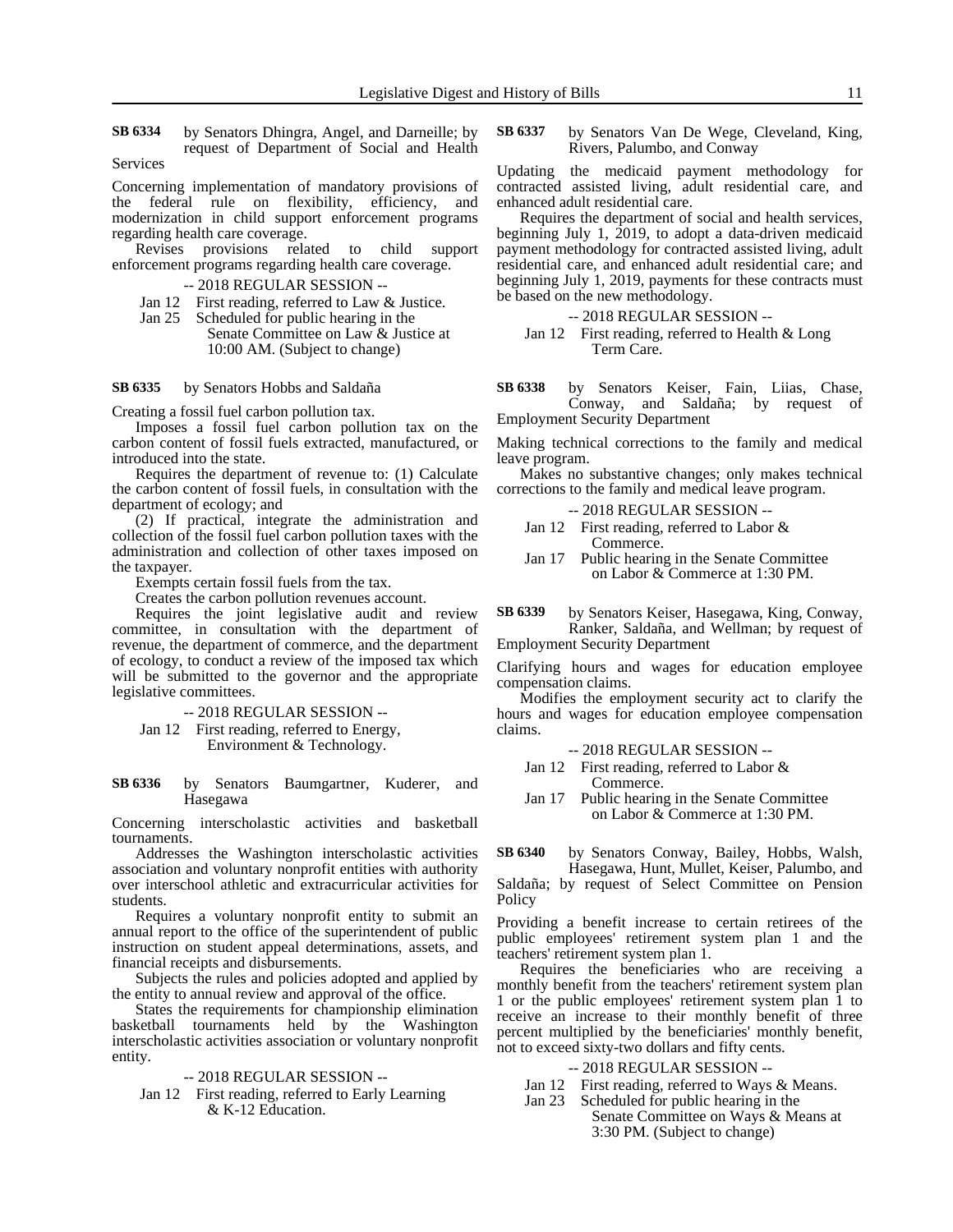**SB 6334** by Senators Dhingra, Angel, and Darneille; by request of Department of Social and Health Services

Concerning implementation of mandatory provisions of the federal rule on flexibility, efficiency, and modernization in child support enforcement programs regarding health care coverage.

Revises provisions related to child support enforcement programs regarding health care coverage.

-- 2018 REGULAR SESSION --

Jan 12 First reading, referred to Law & Justice.

Jan 25 Scheduled for public hearing in the Senate Committee on Law & Justice at 10:00 AM. (Subject to change)

**SB 6335** by Senators Hobbs and Saldaña

Creating a fossil fuel carbon pollution tax.

Imposes a fossil fuel carbon pollution tax on the carbon content of fossil fuels extracted, manufactured, or introduced into the state.

Requires the department of revenue to: (1) Calculate the carbon content of fossil fuels, in consultation with the department of ecology; and

(2) If practical, integrate the administration and collection of the fossil fuel carbon pollution taxes with the administration and collection of other taxes imposed on the taxpayer.

Exempts certain fossil fuels from the tax.

Creates the carbon pollution revenues account.

Requires the joint legislative audit and review committee, in consultation with the department of revenue, the department of commerce, and the department of ecology, to conduct a review of the imposed tax which will be submitted to the governor and the appropriate legislative committees.

-- 2018 REGULAR SESSION --

Jan 12 First reading, referred to Energy, Environment & Technology.

**SB 6336** by Senators Baumgartner, Kuderer, and Hasegawa

Concerning interscholastic activities and basketball tournaments.

Addresses the Washington interscholastic activities association and voluntary nonprofit entities with authority over interschool athletic and extracurricular activities for students.

Requires a voluntary nonprofit entity to submit an annual report to the office of the superintendent of public instruction on student appeal determinations, assets, and financial receipts and disbursements.

Subjects the rules and policies adopted and applied by the entity to annual review and approval of the office.

States the requirements for championship elimination basketball tournaments held by the Washington interscholastic activities association or voluntary nonprofit entity.

-- 2018 REGULAR SESSION --

Jan 12 First reading, referred to Early Learning & K-12 Education.

**SB 6337** by Senators Van De Wege, Cleveland, King, Rivers, Palumbo, and Conway

Updating the medicaid payment methodology for contracted assisted living, adult residential care, and enhanced adult residential care.

Requires the department of social and health services, beginning July 1, 2019, to adopt a data-driven medicaid payment methodology for contracted assisted living, adult residential care, and enhanced adult residential care; and beginning July 1, 2019, payments for these contracts must be based on the new methodology.

-- 2018 REGULAR SESSION --

Jan 12 First reading, referred to Health & Long Term Care.

**SB 6338** by Senators Keiser, Fain, Liias, Chase, Conway, and Saldaña; by request of Employment Security Department

Making technical corrections to the family and medical leave program.

Makes no substantive changes; only makes technical corrections to the family and medical leave program.

-- 2018 REGULAR SESSION --

Jan 12 First reading, referred to Labor & Commerce.

Jan 17 Public hearing in the Senate Committee on Labor & Commerce at 1:30 PM.

**SB 6339** by Senators Keiser, Hasegawa, King, Conway, Ranker, Saldaña, and Wellman; by request of Employment Security Department

Clarifying hours and wages for education employee compensation claims.

Modifies the employment security act to clarify the hours and wages for education employee compensation claims.

-- 2018 REGULAR SESSION --

Jan 12 First reading, referred to Labor & Commerce.

Jan 17 Public hearing in the Senate Committee on Labor & Commerce at 1:30 PM.

**SB 6340** by Senators Conway, Bailey, Hobbs, Walsh, Hasegawa, Hunt, Mullet, Keiser, Palumbo, and Saldaña; by request of Select Committee on Pension Policy

Providing a benefit increase to certain retirees of the public employees' retirement system plan 1 and the teachers' retirement system plan 1.

Requires the beneficiaries who are receiving a monthly benefit from the teachers' retirement system plan 1 or the public employees' retirement system plan 1 to receive an increase to their monthly benefit of three percent multiplied by the beneficiaries' monthly benefit, not to exceed sixty-two dollars and fifty cents.

-- 2018 REGULAR SESSION --

Jan 12 First reading, referred to Ways & Means.

Jan 23 Scheduled for public hearing in the Senate Committee on Ways & Means at 3:30 PM. (Subject to change)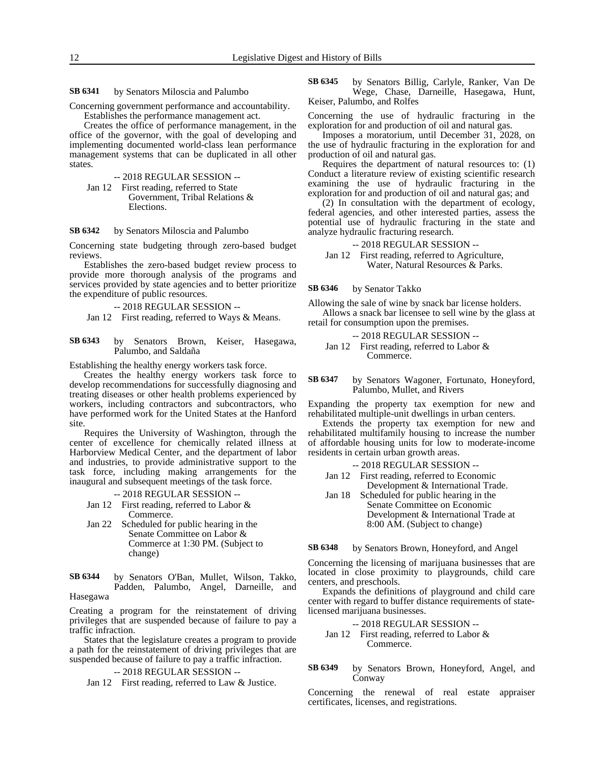**SB 6341** by Senators Miloscia and Palumbo

Concerning government performance and accountability.

Establishes the performance management act.

Creates the office of performance management, in the office of the governor, with the goal of developing and implementing documented world-class lean performance management systems that can be duplicated in all other states.

-- 2018 REGULAR SESSION --

Jan 12 First reading, referred to State Government, Tribal Relations & Elections.

**SB 6342** by Senators Miloscia and Palumbo

Concerning state budgeting through zero-based budget reviews.

Establishes the zero-based budget review process to provide more thorough analysis of the programs and services provided by state agencies and to better prioritize the expenditure of public resources.

-- 2018 REGULAR SESSION --

Jan 12 First reading, referred to Ways & Means.

**SB 6343** by Senators Brown, Keiser, Hasegawa, Palumbo, and Saldaña

Establishing the healthy energy workers task force.

Creates the healthy energy workers task force to develop recommendations for successfully diagnosing and treating diseases or other health problems experienced by workers, including contractors and subcontractors, who have performed work for the United States at the Hanford site.

Requires the University of Washington, through the center of excellence for chemically related illness at Harborview Medical Center, and the department of labor and industries, to provide administrative support to the task force, including making arrangements for the inaugural and subsequent meetings of the task force.

-- 2018 REGULAR SESSION --

Jan 12 First reading, referred to Labor & Commerce.

Jan 22 Scheduled for public hearing in the Senate Committee on Labor & Commerce at 1:30 PM. (Subject to change)

**SB 6344** by Senators O'Ban, Mullet, Wilson, Takko, Padden, Palumbo, Angel, Darneille, and Hasegawa

Creating a program for the reinstatement of driving privileges that are suspended because of failure to pay a traffic infraction.

States that the legislature creates a program to provide a path for the reinstatement of driving privileges that are suspended because of failure to pay a traffic infraction.

-- 2018 REGULAR SESSION --

Jan 12 First reading, referred to Law & Justice.

**SB 6345** by Senators Billig, Carlyle, Ranker, Van De Wege, Chase, Darneille, Hasegawa, Hunt, Keiser, Palumbo, and Rolfes

Concerning the use of hydraulic fracturing in the exploration for and production of oil and natural gas.

Imposes a moratorium, until December 31, 2028, on the use of hydraulic fracturing in the exploration for and production of oil and natural gas.

Requires the department of natural resources to: (1) Conduct a literature review of existing scientific research examining the use of hydraulic fracturing in the exploration for and production of oil and natural gas; and

(2) In consultation with the department of ecology, federal agencies, and other interested parties, assess the potential use of hydraulic fracturing in the state and analyze hydraulic fracturing research.

-- 2018 REGULAR SESSION --

Jan 12 First reading, referred to Agriculture, Water, Natural Resources & Parks.

**SB 6346** by Senator Takko

Allowing the sale of wine by snack bar license holders.

Allows a snack bar licensee to sell wine by the glass at retail for consumption upon the premises.

-- 2018 REGULAR SESSION --

Jan 12 First reading, referred to Labor & Commerce.

**SB 6347** by Senators Wagoner, Fortunato, Honeyford, Palumbo, Mullet, and Rivers

Expanding the property tax exemption for new and rehabilitated multiple-unit dwellings in urban centers.

Extends the property tax exemption for new and rehabilitated multifamily housing to increase the number of affordable housing units for low to moderate-income residents in certain urban growth areas.

-- 2018 REGULAR SESSION --

Jan 12 First reading, referred to Economic Development & International Trade.

Jan 18 Scheduled for public hearing in the Senate Committee on Economic Development & International Trade at 8:00 AM. (Subject to change)

**SB 6348** by Senators Brown, Honeyford, and Angel

Concerning the licensing of marijuana businesses that are located in close proximity to playgrounds, child care centers, and preschools.

Expands the definitions of playground and child care center with regard to buffer distance requirements of state-licensed marijuana businesses.

-- 2018 REGULAR SESSION --

Jan 12 First reading, referred to Labor & Commerce.

**SB 6349** by Senators Brown, Honeyford, Angel, and Conway

Concerning the renewal of real estate appraiser certificates, licenses, and registrations.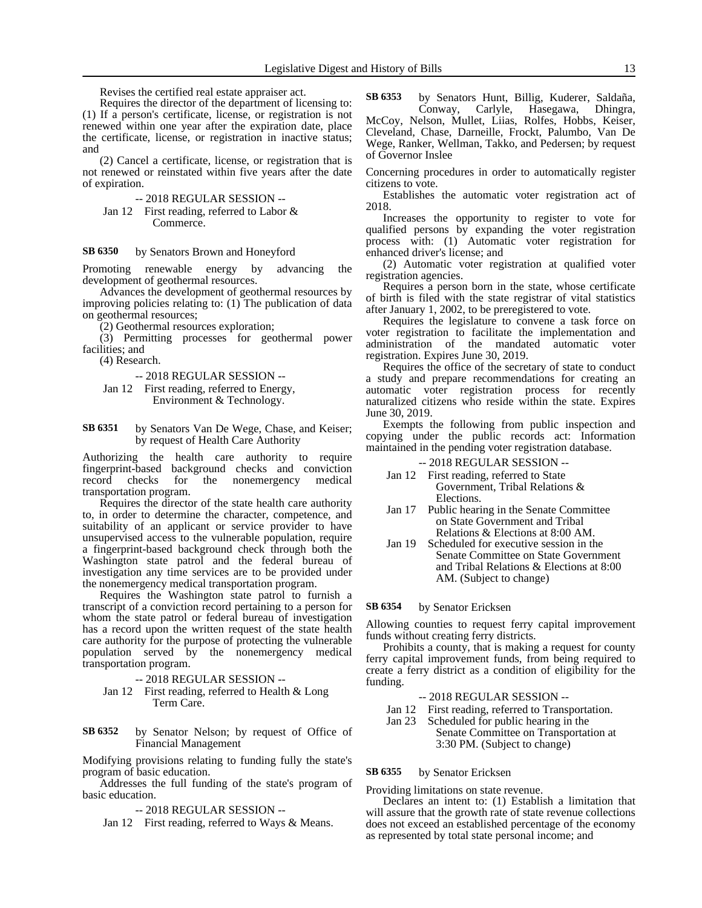Revises the certified real estate appraiser act.

Requires the director of the department of licensing to: (1) If a person's certificate, license, or registration is not renewed within one year after the expiration date, place the certificate, license, or registration in inactive status; and

(2) Cancel a certificate, license, or registration that is not renewed or reinstated within five years after the date of expiration.

-- 2018 REGULAR SESSION --

Jan 12 First reading, referred to Labor & Commerce.

**SB 6350** by Senators Brown and Honeyford

Promoting renewable energy by advancing the development of geothermal resources.

Advances the development of geothermal resources by improving policies relating to: (1) The publication of data on geothermal resources;

(2) Geothermal resources exploration;

(3) Permitting processes for geothermal power facilities; and

(4) Research.

-- 2018 REGULAR SESSION --

Jan 12 First reading, referred to Energy, Environment & Technology.

**SB 6351** by Senators Van De Wege, Chase, and Keiser; by request of Health Care Authority

Authorizing the health care authority to require fingerprint-based background checks and conviction record checks for the nonemergency medical transportation program.

Requires the director of the state health care authority to, in order to determine the character, competence, and suitability of an applicant or service provider to have unsupervised access to the vulnerable population, require a fingerprint-based background check through both the Washington state patrol and the federal bureau of investigation any time services are to be provided under the nonemergency medical transportation program.

Requires the Washington state patrol to furnish a transcript of a conviction record pertaining to a person for whom the state patrol or federal bureau of investigation has a record upon the written request of the state health care authority for the purpose of protecting the vulnerable population served by the nonemergency medical transportation program.

-- 2018 REGULAR SESSION --

Jan 12 First reading, referred to Health & Long Term Care.

**SB 6352** by Senator Nelson; by request of Office of Financial Management

Modifying provisions relating to funding fully the state's program of basic education.

Addresses the full funding of the state's program of basic education.

-- 2018 REGULAR SESSION --

Jan 12 First reading, referred to Ways & Means.

**SB 6353** by Senators Hunt, Billig, Kuderer, Saldaña, Conway, Carlyle, Hasegawa, Dhingra, McCoy, Nelson, Mullet, Liias, Rolfes, Hobbs, Keiser, Cleveland, Chase, Darneille, Frockt, Palumbo, Van De Wege, Ranker, Wellman, Takko, and Pedersen; by request of Governor Inslee

Concerning procedures in order to automatically register citizens to vote.

Establishes the automatic voter registration act of 2018.

Increases the opportunity to register to vote for qualified persons by expanding the voter registration process with: (1) Automatic voter registration for enhanced driver's license; and

(2) Automatic voter registration at qualified voter registration agencies.

Requires a person born in the state, whose certificate of birth is filed with the state registrar of vital statistics after January 1, 2002, to be preregistered to vote.

Requires the legislature to convene a task force on voter registration to facilitate the implementation and administration of the mandated automatic voter registration. Expires June 30, 2019.

Requires the office of the secretary of state to conduct a study and prepare recommendations for creating an automatic voter registration process for recently naturalized citizens who reside within the state. Expires June 30, 2019.

Exempts the following from public inspection and copying under the public records act: Information maintained in the pending voter registration database.

-- 2018 REGULAR SESSION --

Jan 12 First reading, referred to State Government, Tribal Relations & Elections.

Jan 17 Public hearing in the Senate Committee on State Government and Tribal Relations & Elections at 8:00 AM.

Jan 19 Scheduled for executive session in the Senate Committee on State Government and Tribal Relations & Elections at 8:00 AM. (Subject to change)

**SB 6354** by Senator Ericksen

Allowing counties to request ferry capital improvement funds without creating ferry districts.

Prohibits a county, that is making a request for county ferry capital improvement funds, from being required to create a ferry district as a condition of eligibility for the funding.

-- 2018 REGULAR SESSION --

Jan 12 First reading, referred to Transportation.

Jan 23 Scheduled for public hearing in the Senate Committee on Transportation at 3:30 PM. (Subject to change)

**SB 6355** by Senator Ericksen

Providing limitations on state revenue.

Declares an intent to: (1) Establish a limitation that will assure that the growth rate of state revenue collections does not exceed an established percentage of the economy as represented by total state personal income; and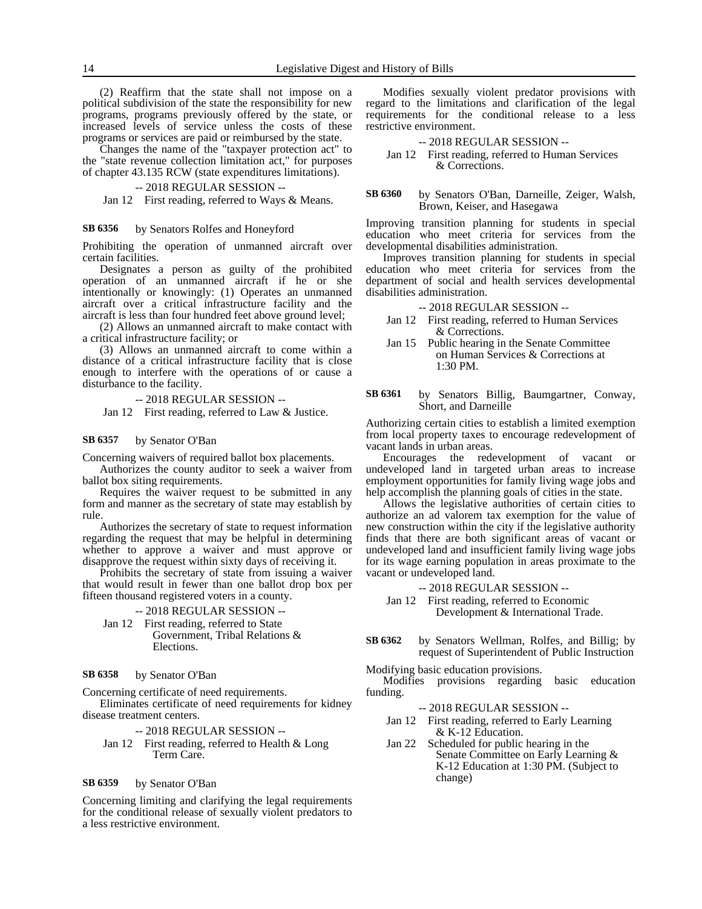(2) Reaffirm that the state shall not impose on a political subdivision of the state the responsibility for new programs, programs previously offered by the state, or increased levels of service unless the costs of these programs or services are paid or reimbursed by the state.

Changes the name of the "taxpayer protection act" to the "state revenue collection limitation act," for purposes of chapter 43.135 RCW (state expenditures limitations).

-- 2018 REGULAR SESSION --

Jan 12 First reading, referred to Ways & Means.

**SB 6356** by Senators Rolfes and Honeyford

Prohibiting the operation of unmanned aircraft over certain facilities.

Designates a person as guilty of the prohibited operation of an unmanned aircraft if he or she intentionally or knowingly: (1) Operates an unmanned aircraft over a critical infrastructure facility and the aircraft is less than four hundred feet above ground level;

(2) Allows an unmanned aircraft to make contact with a critical infrastructure facility; or

(3) Allows an unmanned aircraft to come within a distance of a critical infrastructure facility that is close enough to interfere with the operations of or cause a disturbance to the facility.

-- 2018 REGULAR SESSION --

Jan 12 First reading, referred to Law & Justice.

**SB 6357** by Senator O'Ban

Concerning waivers of required ballot box placements.

Authorizes the county auditor to seek a waiver from ballot box siting requirements.

Requires the waiver request to be submitted in any form and manner as the secretary of state may establish by rule.

Authorizes the secretary of state to request information regarding the request that may be helpful in determining whether to approve a waiver and must approve or disapprove the request within sixty days of receiving it.

Prohibits the secretary of state from issuing a waiver that would result in fewer than one ballot drop box per fifteen thousand registered voters in a county.

-- 2018 REGULAR SESSION --

Jan 12 First reading, referred to State Government, Tribal Relations & Elections.

**SB 6358** by Senator O'Ban

Concerning certificate of need requirements.

Eliminates certificate of need requirements for kidney disease treatment centers.

-- 2018 REGULAR SESSION --

Jan 12 First reading, referred to Health & Long Term Care.

**SB 6359** by Senator O'Ban

Concerning limiting and clarifying the legal requirements for the conditional release of sexually violent predators to a less restrictive environment.

Modifies sexually violent predator provisions with regard to the limitations and clarification of the legal requirements for the conditional release to a less restrictive environment.

-- 2018 REGULAR SESSION --

Jan 12 First reading, referred to Human Services & Corrections.

**SB 6360** by Senators O'Ban, Darneille, Zeiger, Walsh, Brown, Keiser, and Hasegawa

Improving transition planning for students in special education who meet criteria for services from the developmental disabilities administration.

Improves transition planning for students in special education who meet criteria for services from the department of social and health services developmental disabilities administration.

-- 2018 REGULAR SESSION --

Jan 12 First reading, referred to Human Services & Corrections.

Jan 15 Public hearing in the Senate Committee on Human Services & Corrections at 1:30 PM.

**SB 6361** by Senators Billig, Baumgartner, Conway, Short, and Darneille

Authorizing certain cities to establish a limited exemption from local property taxes to encourage redevelopment of vacant lands in urban areas.

Encourages the redevelopment of vacant or undeveloped land in targeted urban areas to increase employment opportunities for family living wage jobs and help accomplish the planning goals of cities in the state.

Allows the legislative authorities of certain cities to authorize an ad valorem tax exemption for the value of new construction within the city if the legislative authority finds that there are both significant areas of vacant or undeveloped land and insufficient family living wage jobs for its wage earning population in areas proximate to the vacant or undeveloped land.

-- 2018 REGULAR SESSION --

Jan 12 First reading, referred to Economic Development & International Trade.

**SB 6362** by Senators Wellman, Rolfes, and Billig; by request of Superintendent of Public Instruction

Modifying basic education provisions.

Modifies provisions regarding basic education funding.

-- 2018 REGULAR SESSION --

Jan 12 First reading, referred to Early Learning & K-12 Education.

Jan 22 Scheduled for public hearing in the Senate Committee on Early Learning & K-12 Education at 1:30 PM. (Subject to change)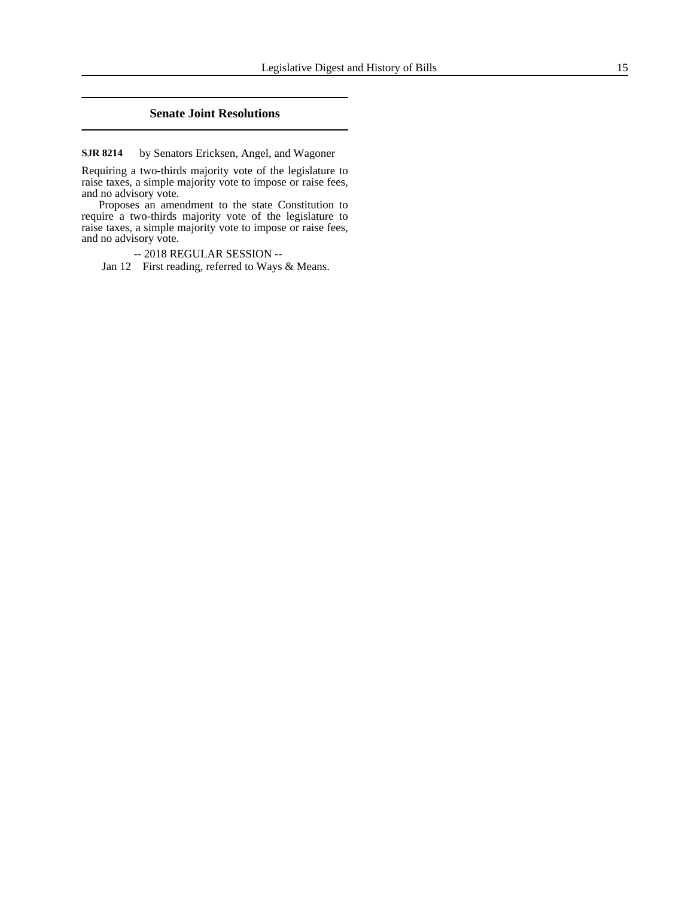## Senate Joint Resolutions

**SJR 8214** by Senators Ericksen, Angel, and Wagoner

Requiring a two-thirds majority vote of the legislature to raise taxes, a simple majority vote to impose or raise fees, and no advisory vote.

Proposes an amendment to the state Constitution to require a two-thirds majority vote of the legislature to raise taxes, a simple majority vote to impose or raise fees, and no advisory vote.

-- 2018 REGULAR SESSION --

Jan 12 First reading, referred to Ways & Means.